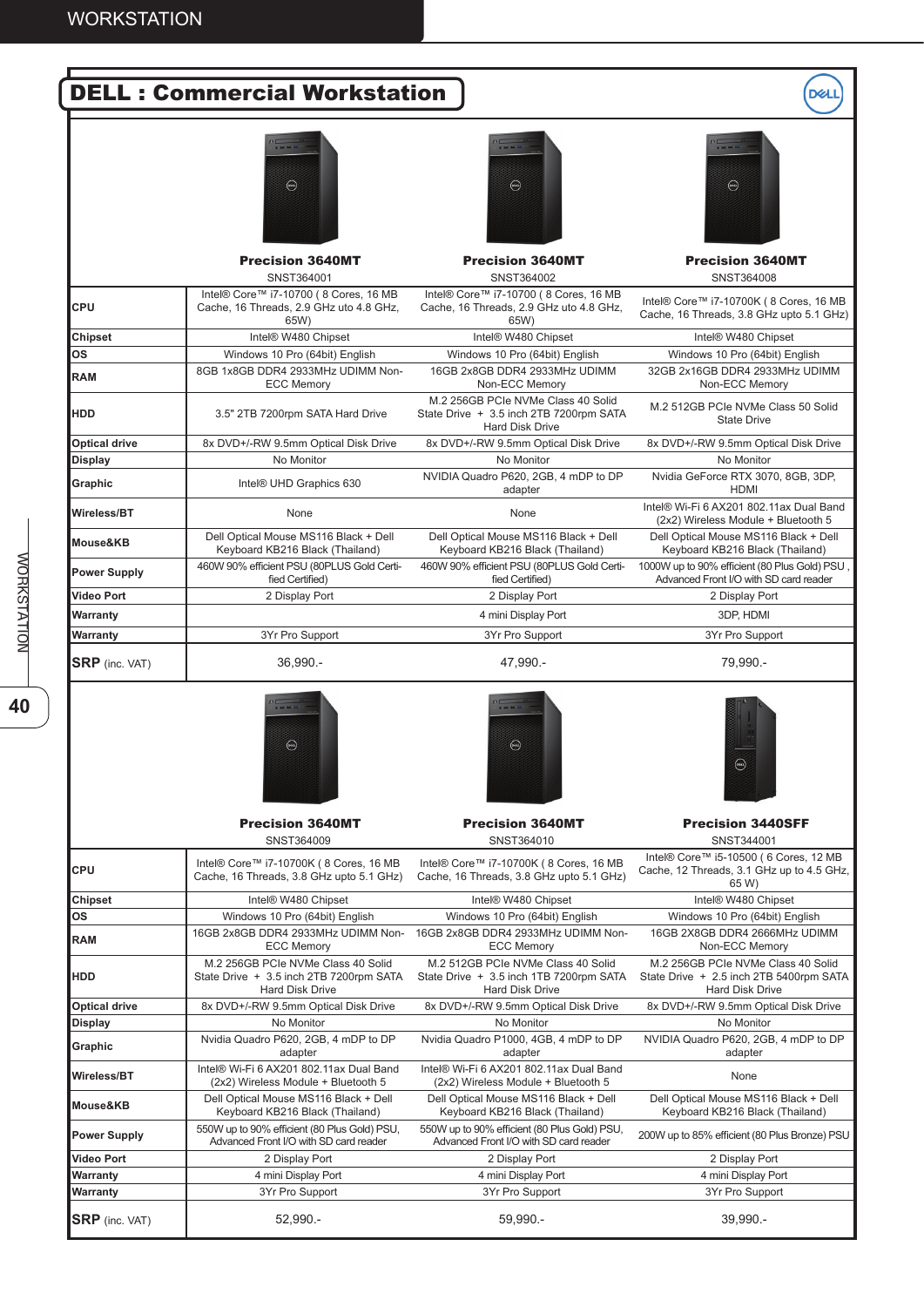# DELL : Commercial Workstation

| | Precision 3640MT<br>SNST364001 | Precision 3640MT<br>SNST364002 | Precision 3640MT<br>SNST364008 |
|---|---|---|---|
| **CPU** | Intel® Core™ i7-10700 ( 8 Cores, 16 MB Cache, 16 Threads, 2.9 GHz uto 4.8 GHz, 65W) | Intel® Core™ i7-10700 ( 8 Cores, 16 MB Cache, 16 Threads, 2.9 GHz uto 4.8 GHz, 65W) | Intel® Core™ i7-10700K ( 8 Cores, 16 MB Cache, 16 Threads, 3.8 GHz upto 5.1 GHz) |
| **Chipset** | Intel® W480 Chipset | Intel® W480 Chipset | Intel® W480 Chipset |
| **OS** | Windows 10 Pro (64bit) English | Windows 10 Pro (64bit) English | Windows 10 Pro (64bit) English |
| **RAM** | 8GB 1x8GB DDR4 2933MHz UDIMM Non-ECC Memory | 16GB 2x8GB DDR4 2933MHz UDIMM Non-ECC Memory | 32GB 2x16GB DDR4 2933MHz UDIMM Non-ECC Memory |
| **HDD** | 3.5" 2TB 7200rpm SATA Hard Drive | M.2 256GB PCIe NVMe Class 40 Solid State Drive + 3.5 inch 2TB 7200rpm SATA Hard Disk Drive | M.2 512GB PCIe NVMe Class 50 Solid State Drive |
| **Optical drive** | 8x DVD+/-RW 9.5mm Optical Disk Drive | 8x DVD+/-RW 9.5mm Optical Disk Drive | 8x DVD+/-RW 9.5mm Optical Disk Drive |
| **Display** | No Monitor | No Monitor | No Monitor |
| **Graphic** | Intel® UHD Graphics 630 | NVIDIA Quadro P620, 2GB, 4 mDP to DP adapter | Nvidia GeForce RTX 3070, 8GB, 3DP, HDMI |
| **Wireless/BT** | None | None | Intel® Wi-Fi 6 AX201 802.11ax Dual Band (2x2) Wireless Module + Bluetooth 5 |
| **Mouse&KB** | Dell Optical Mouse MS116 Black + Dell Keyboard KB216 Black (Thailand) | Dell Optical Mouse MS116 Black + Dell Keyboard KB216 Black (Thailand) | Dell Optical Mouse MS116 Black + Dell Keyboard KB216 Black (Thailand) |
| **Power Supply** | 460W 90% efficient PSU (80PLUS Gold Certi-fied Certified) | 460W 90% efficient PSU (80PLUS Gold Certi-fied Certified) | 1000W up to 90% efficient (80 Plus Gold) PSU , Advanced Front I/O with SD card reader |
| **Video Port** | 2 Display Port | 2 Display Port | 2 Display Port |
| **Warranty** | | 4 mini Display Port | 3DP, HDMI |
| **Warranty** | 3Yr Pro Support | 3Yr Pro Support | 3Yr Pro Support |
| **SRP** (inc. VAT) | 36,990.- | 47,990.- | 79,990.- |

| | Precision 3640MT<br>SNST364009 | Precision 3640MT<br>SNST364010 | Precision 3440SFF<br>SNST344001 |
|---|---|---|---|
| **CPU** | Intel® Core™ i7-10700K ( 8 Cores, 16 MB Cache, 16 Threads, 3.8 GHz upto 5.1 GHz) | Intel® Core™ i7-10700K ( 8 Cores, 16 MB Cache, 16 Threads, 3.8 GHz upto 5.1 GHz) | Intel® Core™ i5-10500 ( 6 Cores, 12 MB Cache, 12 Threads, 3.1 GHz up to 4.5 GHz, 65 W) |
| **Chipset** | Intel® W480 Chipset | Intel® W480 Chipset | Intel® W480 Chipset |
| **OS** | Windows 10 Pro (64bit) English | Windows 10 Pro (64bit) English | Windows 10 Pro (64bit) English |
| **RAM** | 16GB 2x8GB DDR4 2933MHz UDIMM Non-ECC Memory | 16GB 2x8GB DDR4 2933MHz UDIMM Non-ECC Memory | 16GB 2X8GB DDR4 2666MHz UDIMM Non-ECC Memory |
| **HDD** | M.2 256GB PCIe NVMe Class 40 Solid State Drive + 3.5 inch 2TB 7200rpm SATA Hard Disk Drive | M.2 512GB PCIe NVMe Class 40 Solid State Drive + 3.5 inch 1TB 7200rpm SATA Hard Disk Drive | M.2 256GB PCIe NVMe Class 40 Solid State Drive + 2.5 inch 2TB 5400rpm SATA Hard Disk Drive |
| **Optical drive** | 8x DVD+/-RW 9.5mm Optical Disk Drive | 8x DVD+/-RW 9.5mm Optical Disk Drive | 8x DVD+/-RW 9.5mm Optical Disk Drive |
| **Display** | No Monitor | No Monitor | No Monitor |
| **Graphic** | Nvidia Quadro P620, 2GB, 4 mDP to DP adapter | Nvidia Quadro P1000, 4GB, 4 mDP to DP adapter | NVIDIA Quadro P620, 2GB, 4 mDP to DP adapter |
| **Wireless/BT** | Intel® Wi-Fi 6 AX201 802.11ax Dual Band (2x2) Wireless Module + Bluetooth 5 | Intel® Wi-Fi 6 AX201 802.11ax Dual Band (2x2) Wireless Module + Bluetooth 5 | None |
| **Mouse&KB** | Dell Optical Mouse MS116 Black + Dell Keyboard KB216 Black (Thailand) | Dell Optical Mouse MS116 Black + Dell Keyboard KB216 Black (Thailand) | Dell Optical Mouse MS116 Black + Dell Keyboard KB216 Black (Thailand) |
| **Power Supply** | 550W up to 90% efficient (80 Plus Gold) PSU, Advanced Front I/O with SD card reader | 550W up to 90% efficient (80 Plus Gold) PSU, Advanced Front I/O with SD card reader | 200W up to 85% efficient (80 Plus Bronze) PSU |
| **Video Port** | 2 Display Port | 2 Display Port | 2 Display Port |
| **Warranty** | 4 mini Display Port | 4 mini Display Port | 4 mini Display Port |
| **Warranty** | 3Yr Pro Support | 3Yr Pro Support | 3Yr Pro Support |
| **SRP** (inc. VAT) | 52,990.- | 59,990.- | 39,990.- |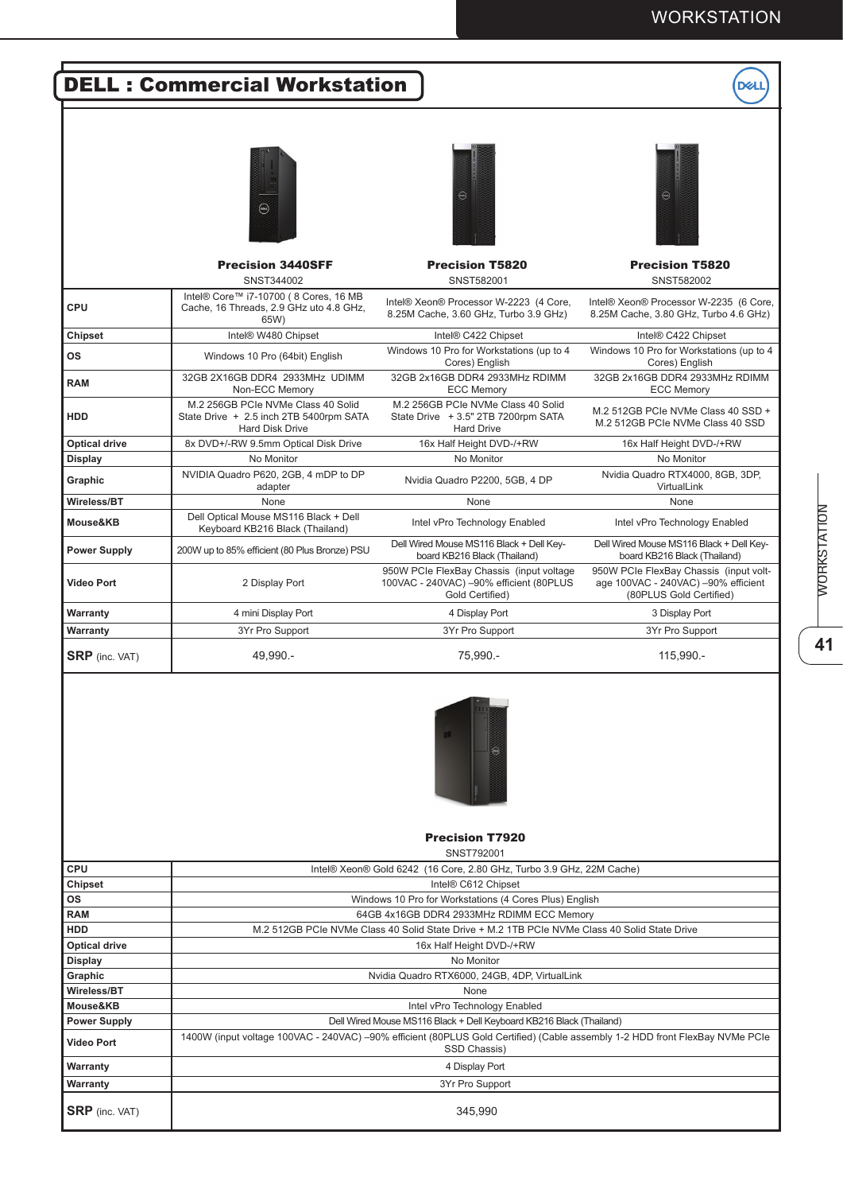# DELL : Commercial Workstation

| | Precision 3440SFF<br>SNST344002 | Precision T5820<br>SNST582001 | Precision T5820<br>SNST582002 |
|---|---|---|---|
| **CPU** | Intel® Core™ i7-10700 ( 8 Cores, 16 MB Cache, 16 Threads, 2.9 GHz uto 4.8 GHz, 65W) | Intel® Xeon® Processor W-2223 (4 Core, 8.25M Cache, 3.60 GHz, Turbo 3.9 GHz) | Intel® Xeon® Processor W-2235 (6 Core, 8.25M Cache, 3.80 GHz, Turbo 4.6 GHz) |
| **Chipset** | Intel® W480 Chipset | Intel® C422 Chipset | Intel® C422 Chipset |
| **OS** | Windows 10 Pro (64bit) English | Windows 10 Pro for Workstations (up to 4 Cores) English | Windows 10 Pro for Workstations (up to 4 Cores) English |
| **RAM** | 32GB 2X16GB DDR4 2933MHz UDIMM Non-ECC Memory | 32GB 2x16GB DDR4 2933MHz RDIMM ECC Memory | 32GB 2x16GB DDR4 2933MHz RDIMM ECC Memory |
| **HDD** | M.2 256GB PCIe NVMe Class 40 Solid State Drive + 2.5 inch 2TB 5400rpm SATA Hard Disk Drive | M.2 256GB PCIe NVMe Class 40 Solid State Drive + 3.5" 2TB 7200rpm SATA Hard Drive | M.2 512GB PCIe NVMe Class 40 SSD + M.2 512GB PCIe NVMe Class 40 SSD |
| **Optical drive** | 8x DVD+/-RW 9.5mm Optical Disk Drive | 16x Half Height DVD-/+RW | 16x Half Height DVD-/+RW |
| **Display** | No Monitor | No Monitor | No Monitor |
| **Graphic** | NVIDIA Quadro P620, 2GB, 4 mDP to DP adapter | Nvidia Quadro P2200, 5GB, 4 DP | Nvidia Quadro RTX4000, 8GB, 3DP, VirtualLink |
| **Wireless/BT** | None | None | None |
| **Mouse&KB** | Dell Optical Mouse MS116 Black + Dell Keyboard KB216 Black (Thailand) | Intel vPro Technology Enabled | Intel vPro Technology Enabled |
| **Power Supply** | 200W up to 85% efficient (80 Plus Bronze) PSU | Dell Wired Mouse MS116 Black + Dell Keyboard KB216 Black (Thailand) | Dell Wired Mouse MS116 Black + Dell Keyboard KB216 Black (Thailand) |
| **Video Port** | 2 Display Port | 950W PCIe FlexBay Chassis (input voltage 100VAC - 240VAC) –90% efficient (80PLUS Gold Certified) | 950W PCIe FlexBay Chassis (input voltage 100VAC - 240VAC) –90% efficient (80PLUS Gold Certified) |
| **Warranty** | 4 mini Display Port | 4 Display Port | 3 Display Port |
| **Warranty** | 3Yr Pro Support | 3Yr Pro Support | 3Yr Pro Support |
| **SRP** (inc. VAT) | 49,990.- | 75,990.- | 115,990.- |

| | Precision T7920<br>SNST792001 |
|---|---|
| **CPU** | Intel® Xeon® Gold 6242 (16 Core, 2.80 GHz, Turbo 3.9 GHz, 22M Cache) |
| **Chipset** | Intel® C612 Chipset |
| **OS** | Windows 10 Pro for Workstations (4 Cores Plus) English |
| **RAM** | 64GB 4x16GB DDR4 2933MHz RDIMM ECC Memory |
| **HDD** | M.2 512GB PCIe NVMe Class 40 Solid State Drive + M.2 1TB PCIe NVMe Class 40 Solid State Drive |
| **Optical drive** | 16x Half Height DVD-/+RW |
| **Display** | No Monitor |
| **Graphic** | Nvidia Quadro RTX6000, 24GB, 4DP, VirtualLink |
| **Wireless/BT** | None |
| **Mouse&KB** | Intel vPro Technology Enabled |
| **Power Supply** | Dell Wired Mouse MS116 Black + Dell Keyboard KB216 Black (Thailand) |
| **Video Port** | 1400W (input voltage 100VAC - 240VAC) –90% efficient (80PLUS Gold Certified) (Cable assembly 1-2 HDD front FlexBay NVMe PCIe SSD Chassis) |
| **Warranty** | 4 Display Port |
| **Warranty** | 3Yr Pro Support |
| **SRP** (inc. VAT) | 345,990 |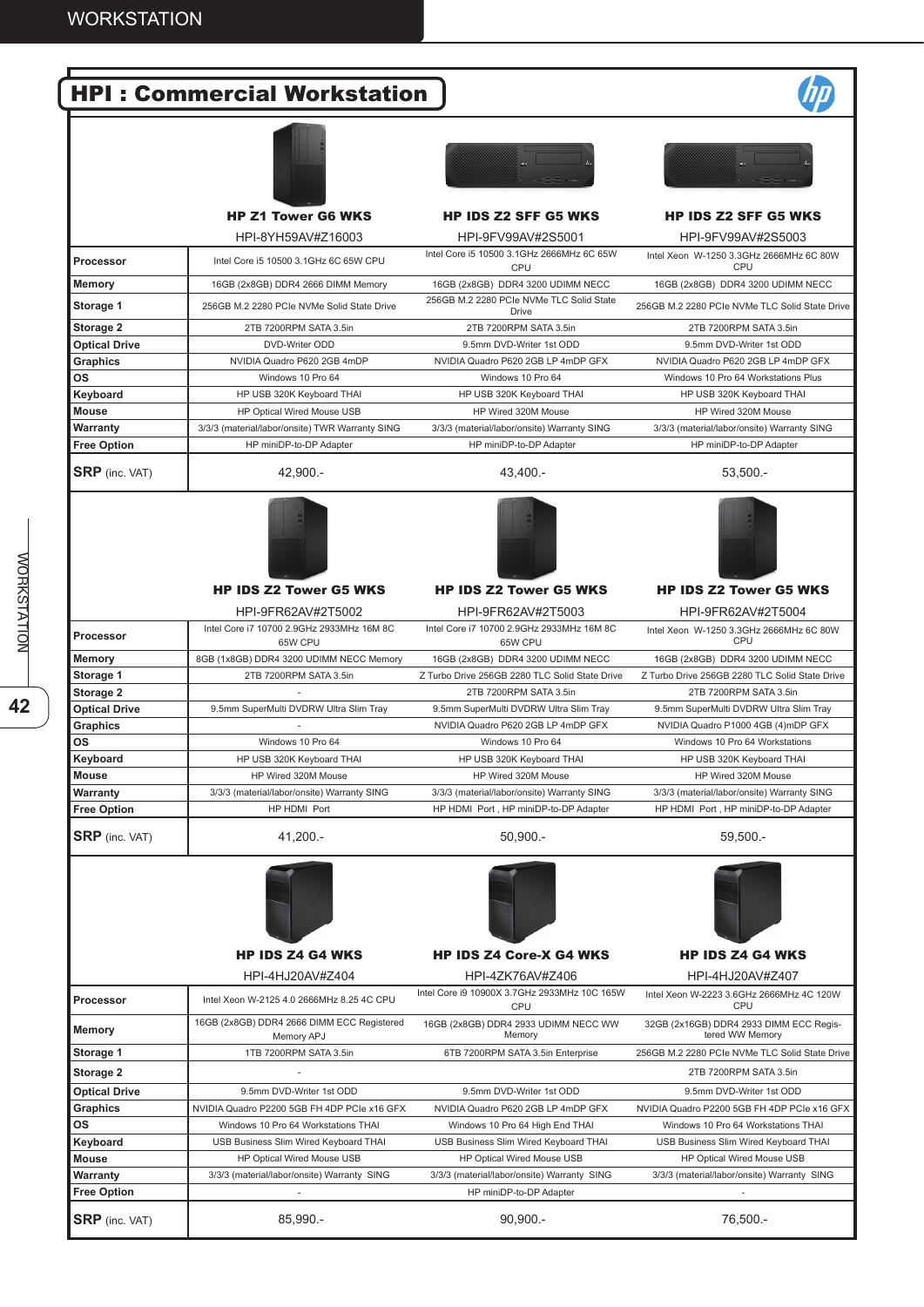## HPI : Commercial Workstation

| | HP Z1 Tower G6 WKS<br>HPI-8YH59AV#Z16003 | HP IDS Z2 SFF G5 WKS<br>HPI-9FV99AV#2S5001 | HP IDS Z2 SFF G5 WKS<br>HPI-9FV99AV#2S5003 |
|---|---|---|---|
| **Processor** | Intel Core i5 10500 3.1GHz 6C 65W CPU | Intel Core i5 10500 3.1GHz 2666MHz 6C 65W CPU | Intel Xeon W-1250 3.3GHz 2666MHz 6C 80W CPU |
| **Memory** | 16GB (2x8GB) DDR4 2666 DIMM Memory | 16GB (2x8GB) DDR4 3200 UDIMM NECC | 16GB (2x8GB) DDR4 3200 UDIMM NECC |
| **Storage 1** | 256GB M.2 2280 PCIe NVMe Solid State Drive | 256GB M.2 2280 PCIe NVMe TLC Solid State Drive | 256GB M.2 2280 PCIe NVMe TLC Solid State Drive |
| **Storage 2** | 2TB 7200RPM SATA 3.5in | 2TB 7200RPM SATA 3.5in | 2TB 7200RPM SATA 3.5in |
| **Optical Drive** | DVD-Writer ODD | 9.5mm DVD-Writer 1st ODD | 9.5mm DVD-Writer 1st ODD |
| **Graphics** | NVIDIA Quadro P620 2GB 4mDP | NVIDIA Quadro P620 2GB LP 4mDP GFX | NVIDIA Quadro P620 2GB LP 4mDP GFX |
| **OS** | Windows 10 Pro 64 | Windows 10 Pro 64 | Windows 10 Pro 64 Workstations Plus |
| **Keyboard** | HP USB 320K Keyboard THAI | HP USB 320K Keyboard THAI | HP USB 320K Keyboard THAI |
| **Mouse** | HP Optical Wired Mouse USB | HP Wired 320M Mouse | HP Wired 320M Mouse |
| **Warranty** | 3/3/3 (material/labor/onsite) TWR Warranty SING | 3/3/3 (material/labor/onsite) Warranty SING | 3/3/3 (material/labor/onsite) Warranty SING |
| **Free Option** | HP miniDP-to-DP Adapter | HP miniDP-to-DP Adapter | HP miniDP-to-DP Adapter |
| **SRP** (inc. VAT) | 42,900.- | 43,400.- | 53,500.- |

| | HP IDS Z2 Tower G5 WKS<br>HPI-9FR62AV#2T5002 | HP IDS Z2 Tower G5 WKS<br>HPI-9FR62AV#2T5003 | HP IDS Z2 Tower G5 WKS<br>HPI-9FR62AV#2T5004 |
|---|---|---|---|
| **Processor** | Intel Core i7 10700 2.9GHz 2933MHz 16M 8C 65W CPU | Intel Core i7 10700 2.9GHz 2933MHz 16M 8C 65W CPU | Intel Xeon W-1250 3.3GHz 2666MHz 6C 80W CPU |
| **Memory** | 8GB (1x8GB) DDR4 3200 UDIMM NECC Memory | 16GB (2x8GB) DDR4 3200 UDIMM NECC | 16GB (2x8GB) DDR4 3200 UDIMM NECC |
| **Storage 1** | 2TB 7200RPM SATA 3.5in | Z Turbo Drive 256GB 2280 TLC Solid State Drive | Z Turbo Drive 256GB 2280 TLC Solid State Drive |
| **Storage 2** | - | 2TB 7200RPM SATA 3.5in | 2TB 7200RPM SATA 3.5in |
| **Optical Drive** | 9.5mm SuperMulti DVDRW Ultra Slim Tray | 9.5mm SuperMulti DVDRW Ultra Slim Tray | 9.5mm SuperMulti DVDRW Ultra Slim Tray |
| **Graphics** | - | NVIDIA Quadro P620 2GB LP 4mDP GFX | NVIDIA Quadro P1000 4GB (4)mDP GFX |
| **OS** | Windows 10 Pro 64 | Windows 10 Pro 64 | Windows 10 Pro 64 Workstations |
| **Keyboard** | HP USB 320K Keyboard THAI | HP USB 320K Keyboard THAI | HP USB 320K Keyboard THAI |
| **Mouse** | HP Wired 320M Mouse | HP Wired 320M Mouse | HP Wired 320M Mouse |
| **Warranty** | 3/3/3 (material/labor/onsite) Warranty SING | 3/3/3 (material/labor/onsite) Warranty SING | 3/3/3 (material/labor/onsite) Warranty SING |
| **Free Option** | HP HDMI Port | HP HDMI Port , HP miniDP-to-DP Adapter | HP HDMI Port , HP miniDP-to-DP Adapter |
| **SRP** (inc. VAT) | 41,200.- | 50,900.- | 59,500.- |

| | HP IDS Z4 G4 WKS<br>HPI-4HJ20AV#Z404 | HP IDS Z4 Core-X G4 WKS<br>HPI-4ZK76AV#Z406 | HP IDS Z4 G4 WKS<br>HPI-4HJ20AV#Z407 |
|---|---|---|---|
| **Processor** | Intel Xeon W-2125 4.0 2666MHz 8.25 4C CPU | Intel Core i9 10900X 3.7GHz 2933MHz 10C 165W CPU | Intel Xeon W-2223 3.6GHz 2666MHz 4C 120W CPU |
| **Memory** | 16GB (2x8GB) DDR4 2666 DIMM ECC Registered Memory APJ | 16GB (2x8GB) DDR4 2933 UDIMM NECC WW Memory | 32GB (2x16GB) DDR4 2933 DIMM ECC Registered WW Memory |
| **Storage 1** | 1TB 7200RPM SATA 3.5in | 6TB 7200RPM SATA 3.5in Enterprise | 256GB M.2 2280 PCIe NVMe TLC Solid State Drive |
| **Storage 2** | - | | 2TB 7200RPM SATA 3.5in |
| **Optical Drive** | 9.5mm DVD-Writer 1st ODD | 9.5mm DVD-Writer 1st ODD | 9.5mm DVD-Writer 1st ODD |
| **Graphics** | NVIDIA Quadro P2200 5GB FH 4DP PCIe x16 GFX | NVIDIA Quadro P620 2GB LP 4mDP GFX | NVIDIA Quadro P2200 5GB FH 4DP PCIe x16 GFX |
| **OS** | Windows 10 Pro 64 Workstations THAI | Windows 10 Pro 64 High End THAI | Windows 10 Pro 64 Workstations THAI |
| **Keyboard** | USB Business Slim Wired Keyboard THAI | USB Business Slim Wired Keyboard THAI | USB Business Slim Wired Keyboard THAI |
| **Mouse** | HP Optical Wired Mouse USB | HP Optical Wired Mouse USB | HP Optical Wired Mouse USB |
| **Warranty** | 3/3/3 (material/labor/onsite) Warranty SING | 3/3/3 (material/labor/onsite) Warranty SING | 3/3/3 (material/labor/onsite) Warranty SING |
| **Free Option** | - | HP miniDP-to-DP Adapter | - |
| **SRP** (inc. VAT) | 85,990.- | 90,900.- | 76,500.- |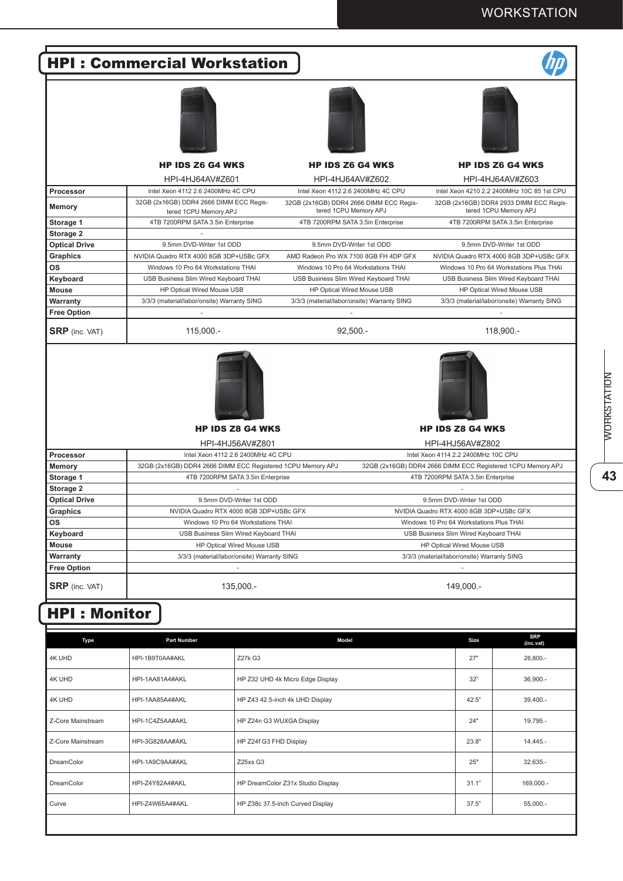# HPI : Commercial Workstation

| | HP IDS Z6 G4 WKS<br>HPI-4HJ64AV#Z601 | HP IDS Z6 G4 WKS<br>HPI-4HJ64AV#Z602 | HP IDS Z6 G4 WKS<br>HPI-4HJ64AV#Z603 |
|---|---|---|---|
| **Processor** | Intel Xeon 4112 2.6 2400MHz 4C CPU | Intel Xeon 4112 2.6 2400MHz 4C CPU | Intel Xeon 4210 2.2 2400MHz 10C 85 1st CPU |
| **Memory** | 32GB (2x16GB) DDR4 2666 DIMM ECC Registered 1CPU Memory APJ | 32GB (2x16GB) DDR4 2666 DIMM ECC Registered 1CPU Memory APJ | 32GB (2x16GB) DDR4 2933 DIMM ECC Registered 1CPU Memory APJ |
| **Storage 1** | 4TB 7200RPM SATA 3.5in Enterprise | 4TB 7200RPM SATA 3.5in Enterprise | 4TB 7200RPM SATA 3.5in Enterprise |
| **Storage 2** | - | | |
| **Optical Drive** | 9.5mm DVD-Writer 1st ODD | 9.5mm DVD-Writer 1st ODD | 9.5mm DVD-Writer 1st ODD |
| **Graphics** | NVIDIA Quadro RTX 4000 8GB 3DP+USBc GFX | AMD Radeon Pro WX 7100 8GB FH 4DP GFX | NVIDIA Quadro RTX 4000 8GB 3DP+USBc GFX |
| **OS** | Windows 10 Pro 64 Workstations THAI | Windows 10 Pro 64 Workstations THAI | Windows 10 Pro 64 Workstations Plus THAI |
| **Keyboard** | USB Business Slim Wired Keyboard THAI | USB Business Slim Wired Keyboard THAI | USB Business Slim Wired Keyboard THAI |
| **Mouse** | HP Optical Wired Mouse USB | HP Optical Wired Mouse USB | HP Optical Wired Mouse USB |
| **Warranty** | 3/3/3 (material/labor/onsite) Warranty SING | 3/3/3 (material/labor/onsite) Warranty SING | 3/3/3 (material/labor/onsite) Warranty SING |
| **Free Option** | - | - | - |
| **SRP** (inc. VAT) | 115,000.- | 92,500.- | 118,900.- |

| | HP IDS Z8 G4 WKS<br>HPI-4HJ56AV#Z801 | HP IDS Z8 G4 WKS<br>HPI-4HJ56AV#Z802 |
|---|---|---|
| **Processor** | Intel Xeon 4112 2.6 2400MHz 4C CPU | Intel Xeon 4114 2.2 2400MHz 10C CPU |
| **Memory** | 32GB (2x16GB) DDR4 2666 DIMM ECC Registered 1CPU Memory APJ | 32GB (2x16GB) DDR4 2666 DIMM ECC Registered 1CPU Memory APJ |
| **Storage 1** | 4TB 7200RPM SATA 3.5in Enterprise | 4TB 7200RPM SATA 3.5in Enterprise |
| **Storage 2** | - | - |
| **Optical Drive** | 9.5mm DVD-Writer 1st ODD | 9.5mm DVD-Writer 1st ODD |
| **Graphics** | NVIDIA Quadro RTX 4000 8GB 3DP+USBc GFX | NVIDIA Quadro RTX 4000 8GB 3DP+USBc GFX |
| **OS** | Windows 10 Pro 64 Workstations THAI | Windows 10 Pro 64 Workstations Plus THAI |
| **Keyboard** | USB Business Slim Wired Keyboard THAI | USB Business Slim Wired Keyboard THAI |
| **Mouse** | HP Optical Wired Mouse USB | HP Optical Wired Mouse USB |
| **Warranty** | 3/3/3 (material/labor/onsite) Warranty SING | 3/3/3 (material/labor/onsite) Warranty SING |
| **Free Option** | - | - |
| **SRP** (inc. VAT) | 135,000.- | 149,000.- |

# HPI : Monitor

| Type | Part Number | Model | Size | SRP (inc.vat) |
|---|---|---|---|---|
| 4K UHD | HPI-1B9T0AA#AKL | Z27k G3 | 27" | 26,800.- |
| 4K UHD | HPI-1AA81A4#AKL | HP Z32 UHD 4k Micro Edge Display | 32" | 36,900.- |
| 4K UHD | HPI-1AA85A4#AKL | HP Z43 42.5-inch 4k UHD Display | 42.5" | 39,400.- |
| Z-Core Mainstream | HPI-1C4Z5AA#AKL | HP Z24n G3 WUXGA Display | 24" | 19,795.- |
| Z-Core Mainstream | HPI-3G828AA#AKL | HP Z24f G3 FHD Display | 23.8" | 14,445.- |
| DreamColor | HPI-1A9C9AA#AKL | Z25xs G3 | 25" | 32,635.- |
| DreamColor | HPI-Z4Y82A4#AKL | HP DreamColor Z31x Studio Display | 31.1" | 169,000.- |
| Curve | HPI-Z4W65A4#AKL | HP Z38c 37.5-inch Curved Display | 37.5" | 55,000.- |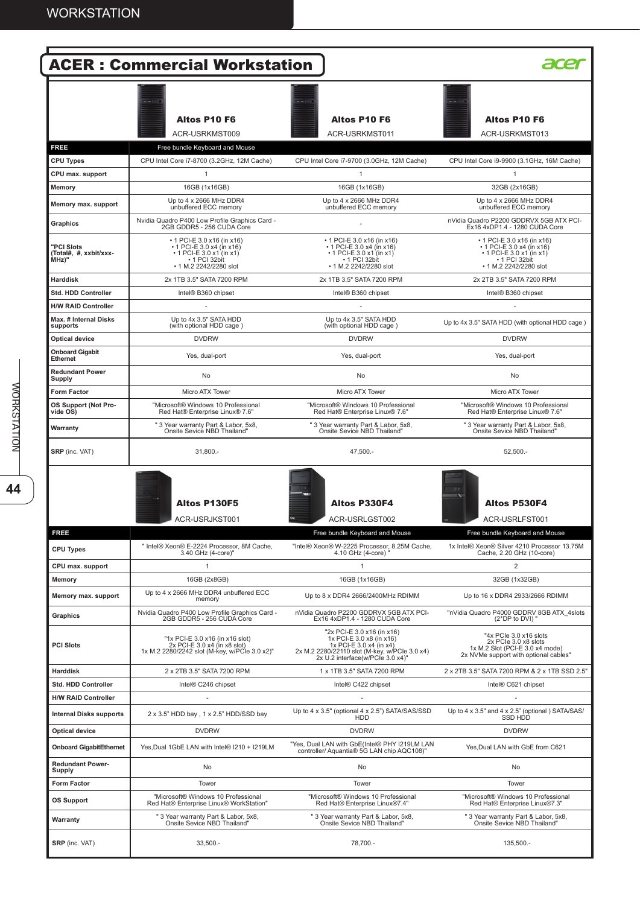# ACER : Commercial Workstation

| | Altos P10 F6<br>ACR-USRKMST009 | Altos P10 F6<br>ACR-USRKMST011 | Altos P10 F6<br>ACR-USRKMST013 |
|---|---|---|---|
| FREE | Free bundle Keyboard and Mouse | | |
| CPU Types | CPU Intel Core i7-8700 (3.2GHz, 12M Cache) | CPU Intel Core i7-9700 (3.0GHz, 12M Cache) | CPU Intel Core i9-9900 (3.1GHz, 16M Cache) |
| CPU max. support | 1 | 1 | 1 |
| Memory | 16GB (1x16GB) | 16GB (1x16GB) | 32GB (2x16GB) |
| Memory max. support | Up to 4 x 2666 MHz DDR4 unbuffered ECC memory | Up to 4 x 2666 MHz DDR4 unbuffered ECC memory | Up to 4 x 2666 MHz DDR4 unbuffered ECC memory |
| Graphics | Nvidia Quadro P400 Low Profile Graphics Card - 2GB GDDR5 - 256 CUDA Core | - | nVidia Quadro P2200 GDDRVX 5GB ATX PCI-Ex16 4xDP1.4 - 1280 CUDA Core |
| "PCI Slots (Total#, #, xxbit/xxx-MHz)" | • 1 PCI-E 3.0 x16 (in x16)<br>• 1 PCI-E 3.0 x4 (in x16)<br>• 1 PCI-E 3.0 x1 (in x1)<br>• 1 PCI 32bit<br>• 1 M.2 2242/2280 slot | • 1 PCI-E 3.0 x16 (in x16)<br>• 1 PCI-E 3.0 x4 (in x16)<br>• 1 PCI-E 3.0 x1 (in x1)<br>• 1 PCI 32bit<br>• 1 M.2 2242/2280 slot | • 1 PCI-E 3.0 x16 (in x16)<br>• 1 PCI-E 3.0 x4 (in x16)<br>• 1 PCI-E 3.0 x1 (in x1)<br>• 1 PCI 32bit<br>• 1 M.2 2242/2280 slot |
| Harddisk | 2x 1TB 3.5" SATA 7200 RPM | 2x 1TB 3.5" SATA 7200 RPM | 2x 2TB 3.5" SATA 7200 RPM |
| Std. HDD Controller | Intel® B360 chipset | Intel® B360 chipset | Intel® B360 chipset |
| H/W RAID Controller | - | - | - |
| Max. # Internal Disks supports | Up to 4x 3.5" SATA HDD (with optional HDD cage ) | Up to 4x 3.5" SATA HDD (with optional HDD cage ) | Up to 4x 3.5" SATA HDD (with optional HDD cage ) |
| Optical device | DVDRW | DVDRW | DVDRW |
| Onboard Gigabit Ethernet | Yes, dual-port | Yes, dual-port | Yes, dual-port |
| Redundant Power Supply | No | No | No |
| Form Factor | Micro ATX Tower | Micro ATX Tower | Micro ATX Tower |
| OS Support (Not Pro-vide OS) | "Microsoft® Windows 10 Professional Red Hat® Enterprise Linux® 7.6" | "Microsoft® Windows 10 Professional Red Hat® Enterprise Linux® 7.6" | "Microsoft® Windows 10 Professional Red Hat® Enterprise Linux® 7.6" |
| Warranty | " 3 Year warranty Part & Labor, 5x8, Onsite Sevice NBD Thailand" | " 3 Year warranty Part & Labor, 5x8, Onsite Sevice NBD Thailand" | " 3 Year warranty Part & Labor, 5x8, Onsite Sevice NBD Thailand" |
| SRP (inc. VAT) | 31,800.- | 47,500.- | 52,500.- |

| | Altos P130F5<br>ACR-USRJKST001 | Altos P330F4<br>ACR-USRLGST002 | Altos P530F4<br>ACR-USRLFST001 |
|---|---|---|---|
| FREE | | Free bundle Keyboard and Mouse | Free bundle Keyboard and Mouse |
| CPU Types | " Intel® Xeon® E-2224 Processor, 8M Cache, 3.40 GHz (4-core)" | "Intel® Xeon® W-2225 Processor, 8.25M Cache, 4.10 GHz (4-core) " | 1x Intel® Xeon® Silver 4210 Processor 13.75M Cache, 2.20 GHz (10-core) |
| CPU max. support | 1 | 1 | 2 |
| Memory | 16GB (2x8GB) | 16GB (1x16GB) | 32GB (1x32GB) |
| Memory max. support | Up to 4 x 2666 MHz DDR4 unbuffered ECC memory | Up to 8 x DDR4 2666/2400MHz RDIMM | Up to 16 x DDR4 2933/2666 RDIMM |
| Graphics | Nvidia Quadro P400 Low Profile Graphics Card - 2GB GDDR5 - 256 CUDA Core | nVidia Quadro P2200 GDDRVX 5GB ATX PCI-Ex16 4xDP1.4 - 1280 CUDA Core | "nVidia Quadro P4000 GDDRV 8GB ATX_4slots (2*DP to DVI) " |
| PCI Slots | "1x PCI-E 3.0 x16 (in x16 slot)<br>2x PCI-E 3.0 x4 (in x8 slot)<br>1x M.2 2280/2242 slot (M-key, w/PCIe 3.0 x2)" | "2x PCI-E 3.0 x16 (in x16)<br>1x PCI-E 3.0 x8 (in x16)<br>1x PCI-E 3.0 x1 (in x4)<br>2x M.2 2280/22110 slot (M-key, w/PCIe 3.0 x4)<br>2x U.2 interface(w/PCIe 3.0 x4)" | "4x PCIe 3.0 x16 slots<br>2x PCIe 3.0 x8 slots<br>1x M.2 Slot (PCI-E 3.0 x4 mode)<br>2x NVMe support with optional cables" |
| Harddisk | 2 x 2TB 3.5" SATA 7200 RPM | 1 x 1TB 3.5" SATA 7200 RPM | 2 x 2TB 3.5" SATA 7200 RPM & 2 x 1TB SSD 2.5" |
| Std. HDD Controller | Intel® C246 chipset | Intel® C422 chipset | Intel® C621 chipset |
| H/W RAID Controller | - | - | - |
| Internal Disks supports | 2 x 3.5" HDD bay , 1 x 2.5" HDD/SSD bay | Up to 4 x 3.5" (optional 4 x 2.5") SATA/SAS/SSD HDD | Up to 4 x 3.5" and 4 x 2.5" (optional ) SATA/SAS/SSD HDD |
| Optical device | DVDRW | DVDRW | DVDRW |
| Onboard GigabitEthernet | Yes,Dual 1GbE LAN with Intel® I210 + I219LM | "Yes, Dual LAN with GbE(Intel® PHY I219LM LAN controller/ Aquantia® 5G LAN chip AQC108)" | Yes,Dual LAN with GbE from C621 |
| Redundant Power-Supply | No | No | No |
| Form Factor | Tower | Tower | Tower |
| OS Support | "Microsoft® Windows 10 Professional Red Hat® Enterprise Linux® WorkStation" | "Microsoft® Windows 10 Professional Red Hat® Enterprise Linux®7.4" | "Microsoft® Windows 10 Professional Red Hat® Enterprise Linux®7.3" |
| Warranty | " 3 Year warranty Part & Labor, 5x8, Onsite Sevice NBD Thailand" | " 3 Year warranty Part & Labor, 5x8, Onsite Sevice NBD Thailand" | " 3 Year warranty Part & Labor, 5x8, Onsite Sevice NBD Thailand" |
| SRP (inc. VAT) | 33,500.- | 78,700.- | 135,500.- |